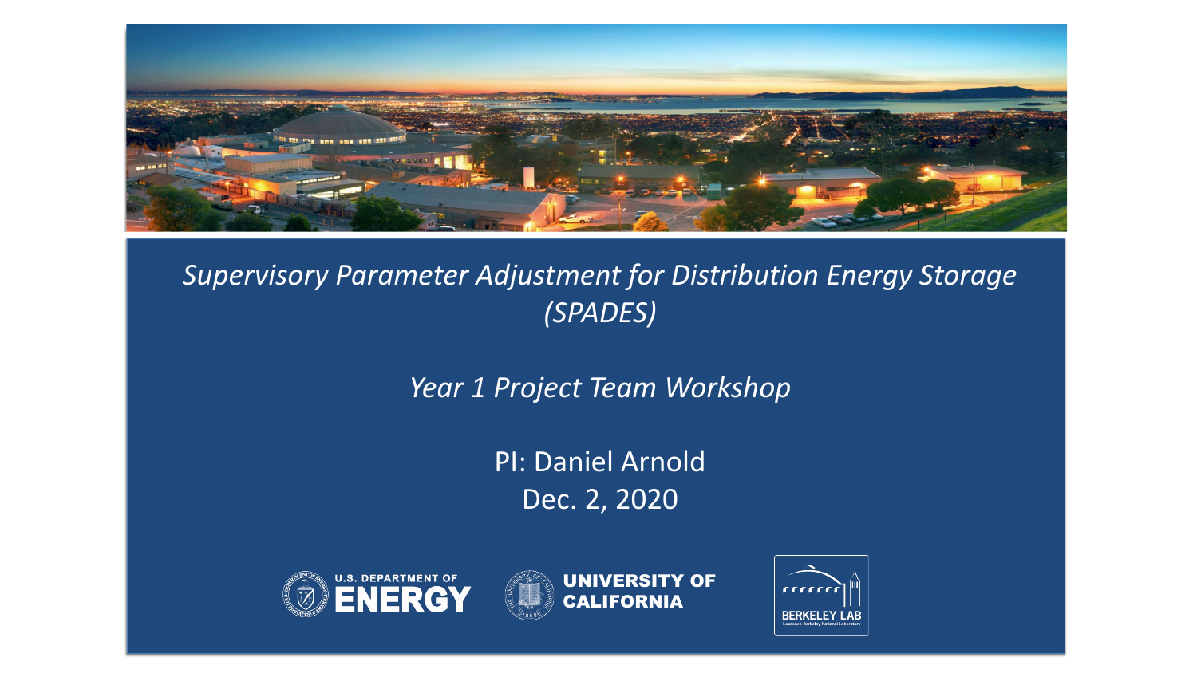# *Supervisory Parameter Adjustment for Distribution Energy Storage (SPADES)*

## *Year 1 Project Team Workshop*

PI: Daniel Arnold

Dec. 2, 2020

U.S. DEPARTMENT OF ENERGY

UNIVERSITY OF CALIFORNIA

BERKELEY LAB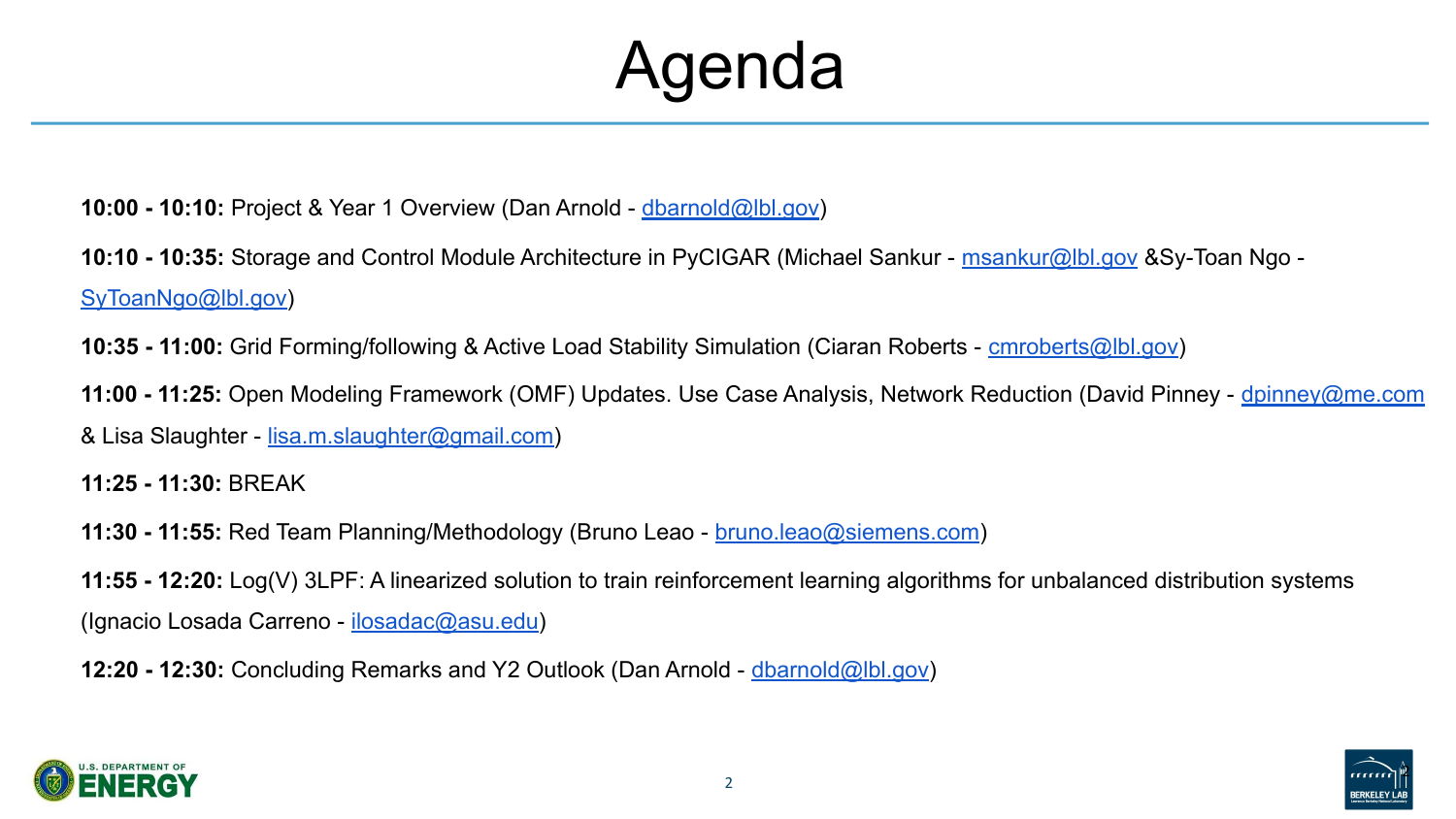# Agenda

**10:00 - 10:10:** Project & Year 1 Overview (Dan Arnold - dbarnold@lbl.gov)

**10:10 - 10:35:** Storage and Control Module Architecture in PyCIGAR (Michael Sankur - msankur@lbl.gov &Sy-Toan Ngo - SyToanNgo@lbl.gov)

**10:35 - 11:00:** Grid Forming/following & Active Load Stability Simulation (Ciaran Roberts - cmroberts@lbl.gov)

**11:00 - 11:25:** Open Modeling Framework (OMF) Updates. Use Case Analysis, Network Reduction (David Pinney - dpinney@me.com & Lisa Slaughter - lisa.m.slaughter@gmail.com)

**11:25 - 11:30:** BREAK

**11:30 - 11:55:** Red Team Planning/Methodology (Bruno Leao - bruno.leao@siemens.com)

**11:55 - 12:20:** Log(V) 3LPF: A linearized solution to train reinforcement learning algorithms for unbalanced distribution systems (Ignacio Losada Carreno - ilosadac@asu.edu)

**12:20 - 12:30:** Concluding Remarks and Y2 Outlook (Dan Arnold - dbarnold@lbl.gov)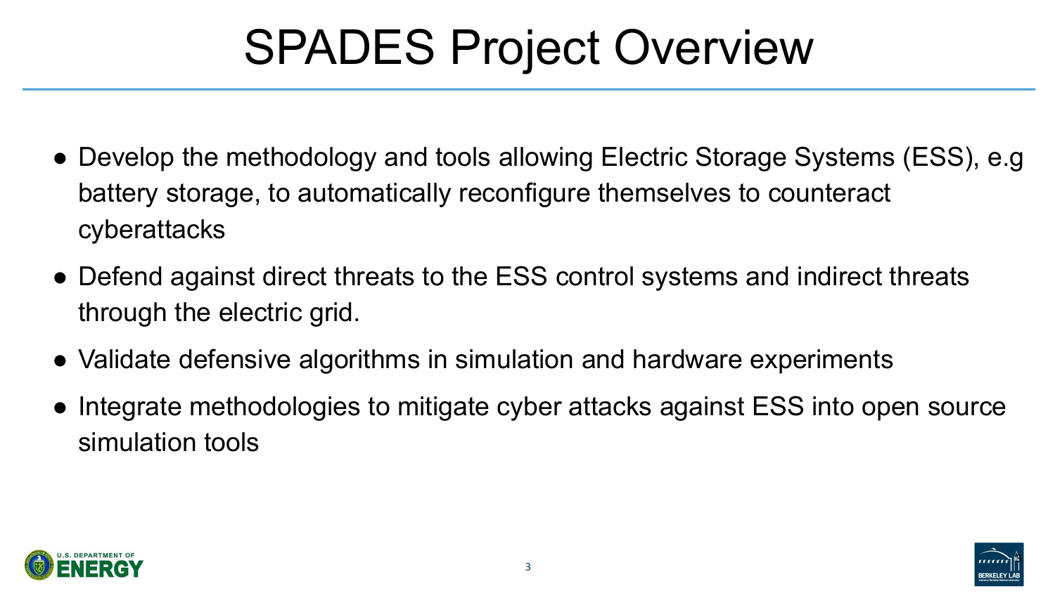# SPADES Project Overview

- Develop the methodology and tools allowing Electric Storage Systems (ESS), e.g battery storage, to automatically reconfigure themselves to counteract cyberattacks
- Defend against direct threats to the ESS control systems and indirect threats through the electric grid.
- Validate defensive algorithms in simulation and hardware experiments
- Integrate methodologies to mitigate cyber attacks against ESS into open source simulation tools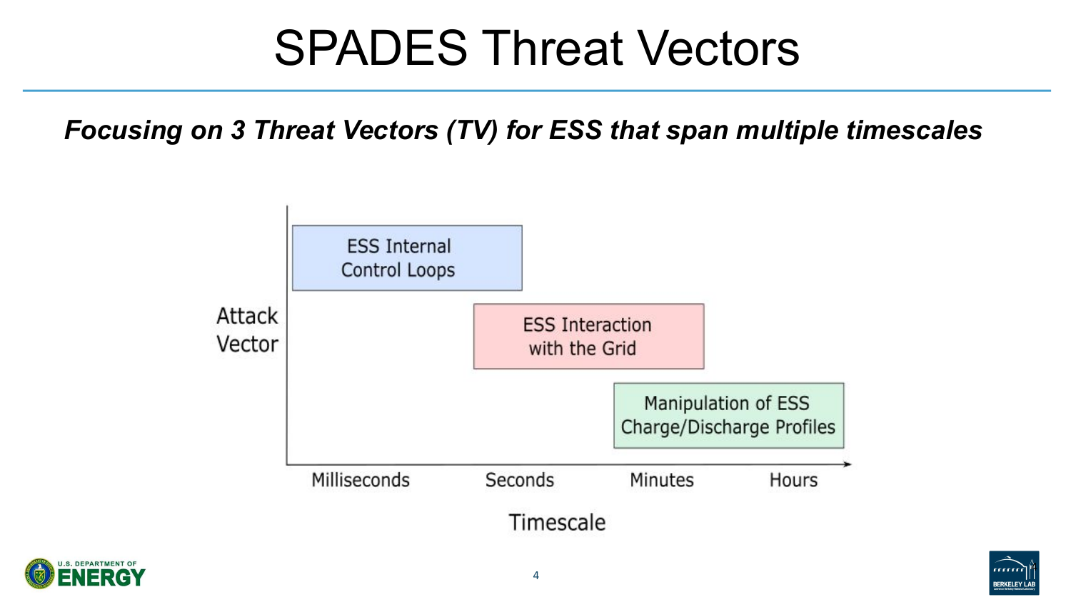# SPADES Threat Vectors

***Focusing on 3 Threat Vectors (TV) for ESS that span multiple timescales***

Attack Vector

ESS Internal Control Loops

ESS Interaction with the Grid

Manipulation of ESS Charge/Discharge Profiles

Milliseconds

Seconds

Minutes

Hours

Timescale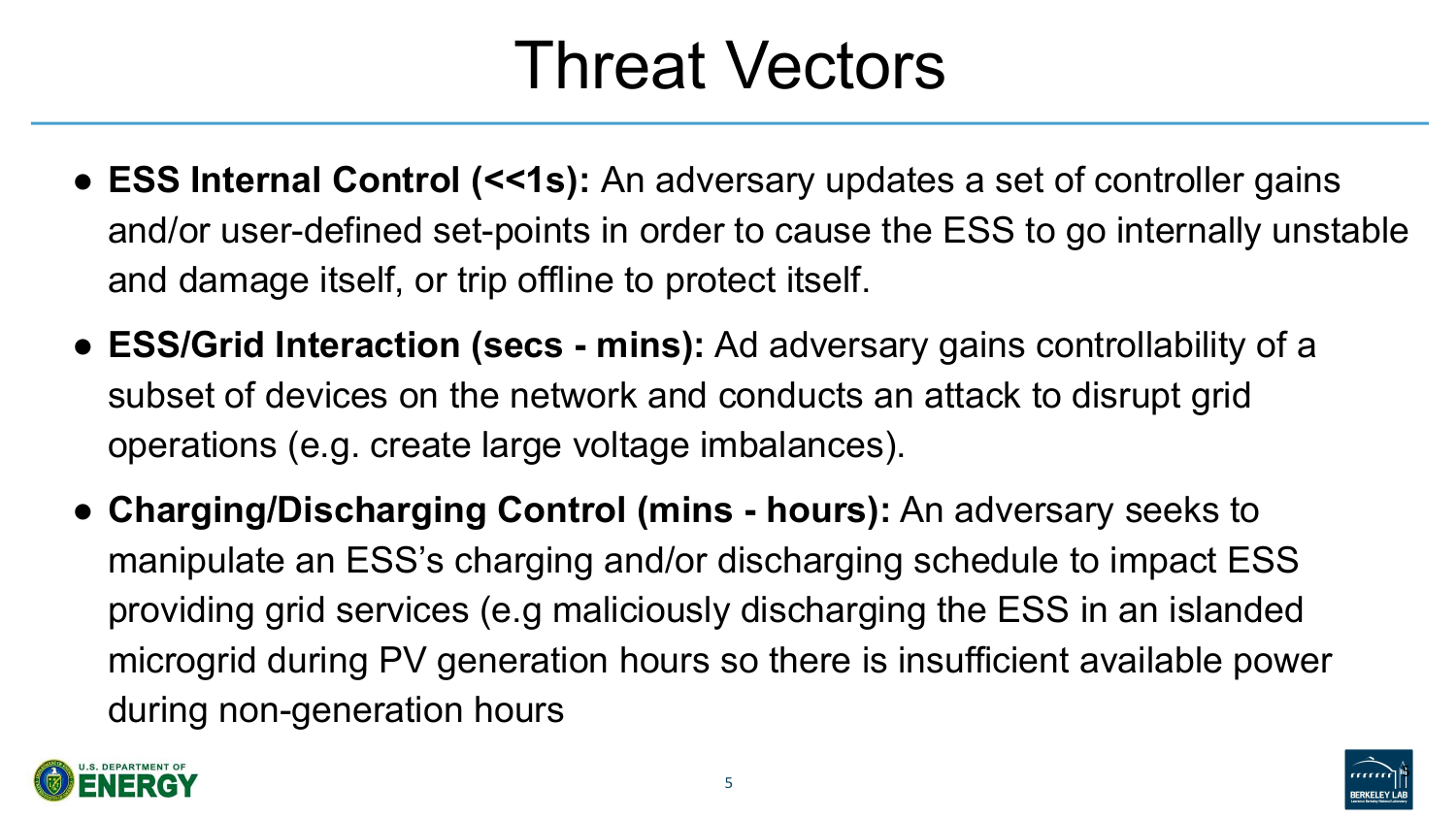# Threat Vectors

- **ESS Internal Control (<<1s):** An adversary updates a set of controller gains and/or user-defined set-points in order to cause the ESS to go internally unstable and damage itself, or trip offline to protect itself.
- **ESS/Grid Interaction (secs - mins):** Ad adversary gains controllability of a subset of devices on the network and conducts an attack to disrupt grid operations (e.g. create large voltage imbalances).
- **Charging/Discharging Control (mins - hours):** An adversary seeks to manipulate an ESS's charging and/or discharging schedule to impact ESS providing grid services (e.g maliciously discharging the ESS in an islanded microgrid during PV generation hours so there is insufficient available power during non-generation hours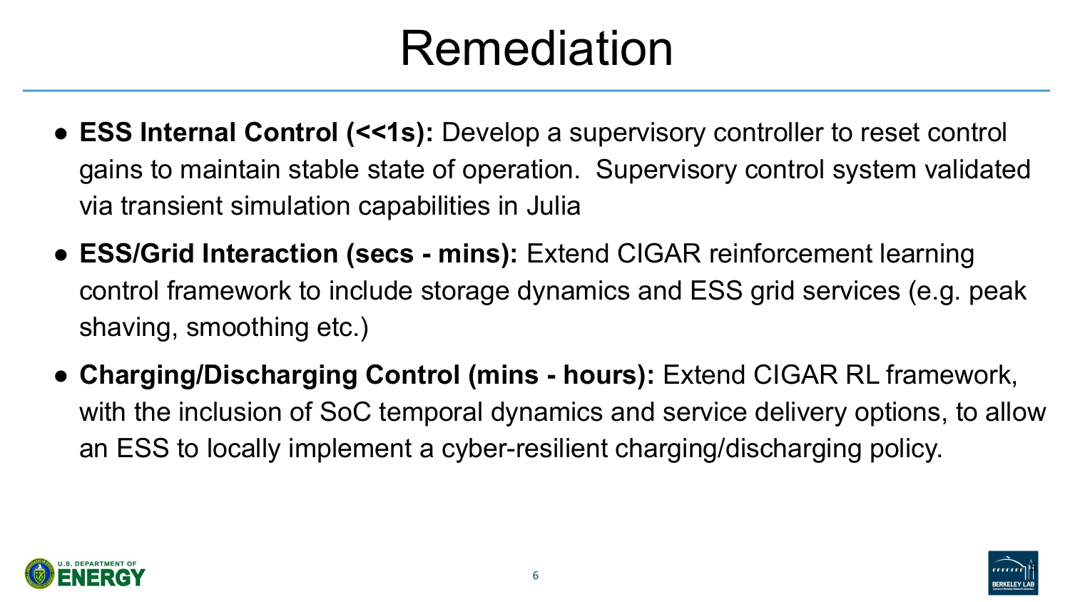# Remediation

- **ESS Internal Control (<<1s):** Develop a supervisory controller to reset control gains to maintain stable state of operation. Supervisory control system validated via transient simulation capabilities in Julia
- **ESS/Grid Interaction (secs - mins):** Extend CIGAR reinforcement learning control framework to include storage dynamics and ESS grid services (e.g. peak shaving, smoothing etc.)
- **Charging/Discharging Control (mins - hours):** Extend CIGAR RL framework, with the inclusion of SoC temporal dynamics and service delivery options, to allow an ESS to locally implement a cyber-resilient charging/discharging policy.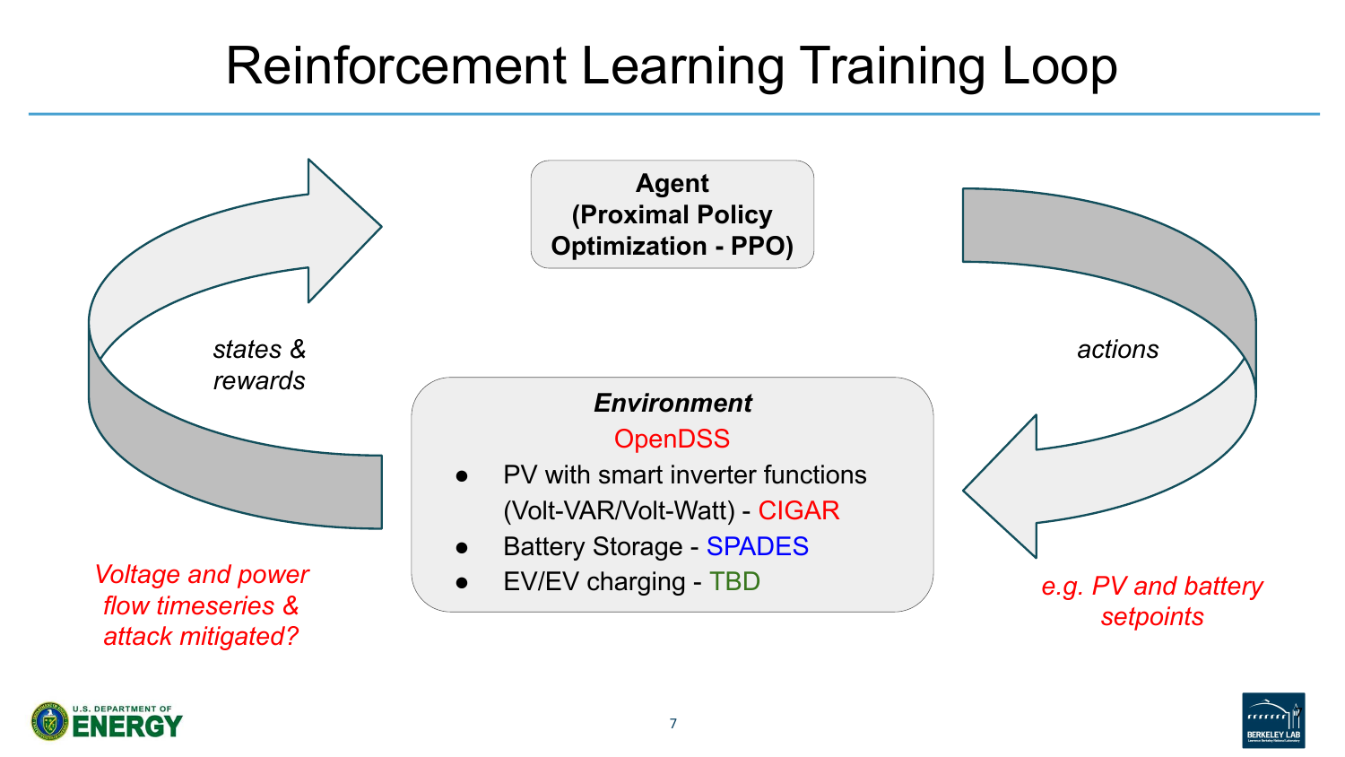# Reinforcement Learning Training Loop

**Agent (Proximal Policy Optimization - PPO)**

*states & rewards*

*actions*

***Environment***

OpenDSS

- PV with smart inverter functions (Volt-VAR/Volt-Watt) - CIGAR
- Battery Storage - SPADES
- EV/EV charging - TBD

*Voltage and power flow timeseries & attack mitigated?*

*e.g. PV and battery setpoints*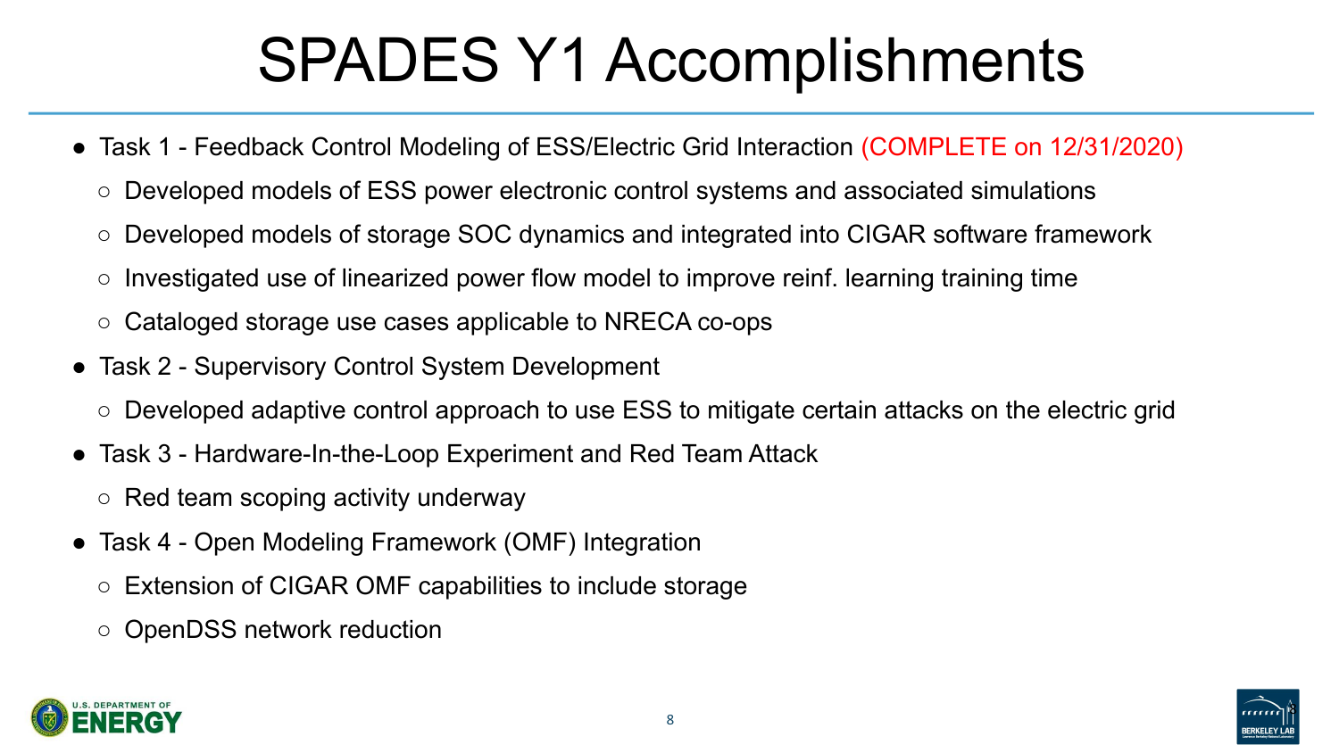# SPADES Y1 Accomplishments

- Task 1 - Feedback Control Modeling of ESS/Electric Grid Interaction (COMPLETE on 12/31/2020)
  - Developed models of ESS power electronic control systems and associated simulations
  - Developed models of storage SOC dynamics and integrated into CIGAR software framework
  - Investigated use of linearized power flow model to improve reinf. learning training time
  - Cataloged storage use cases applicable to NRECA co-ops
- Task 2 - Supervisory Control System Development
  - Developed adaptive control approach to use ESS to mitigate certain attacks on the electric grid
- Task 3 - Hardware-In-the-Loop Experiment and Red Team Attack
  - Red team scoping activity underway
- Task 4 - Open Modeling Framework (OMF) Integration
  - Extension of CIGAR OMF capabilities to include storage
  - OpenDSS network reduction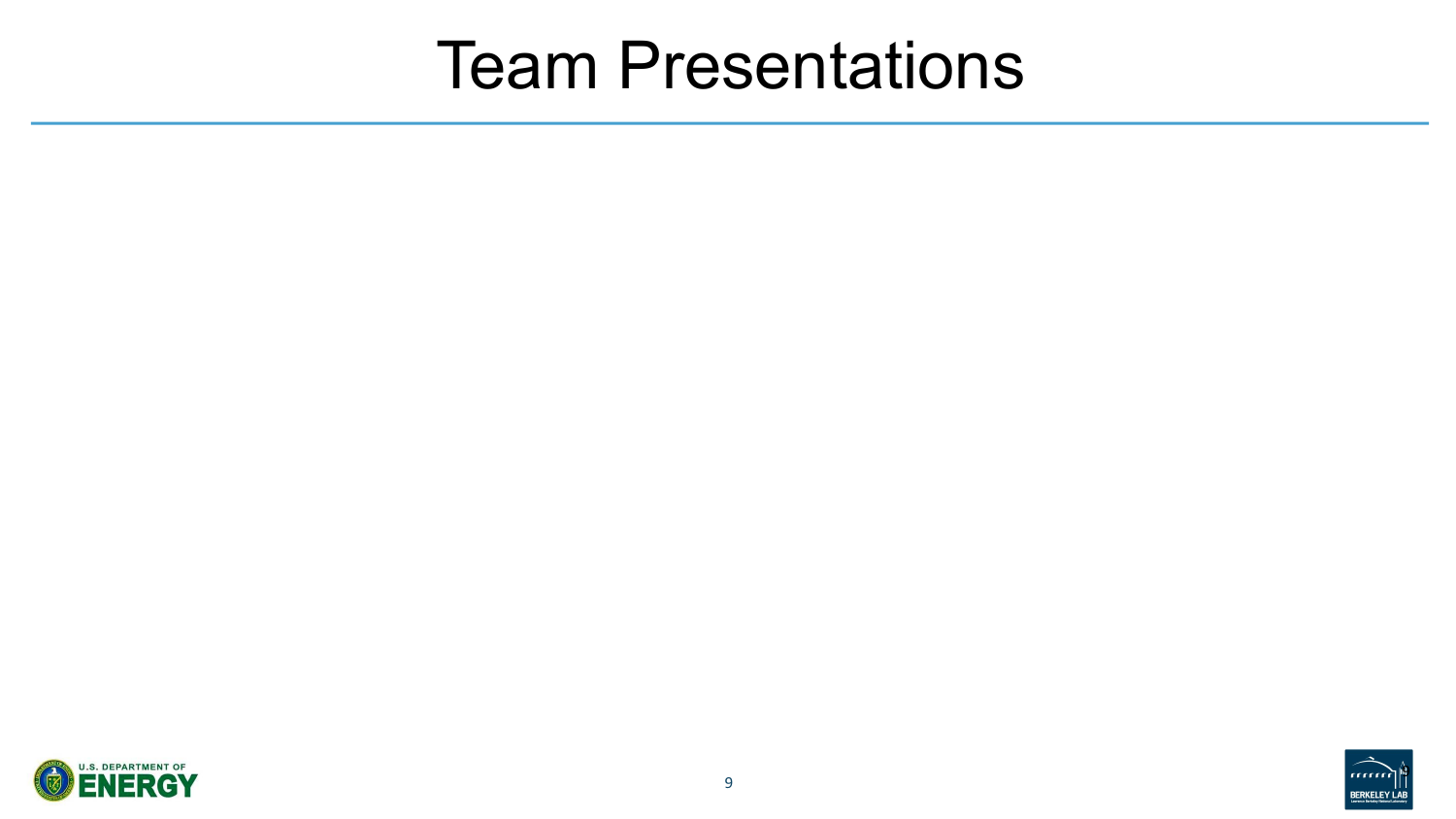# Team Presentations